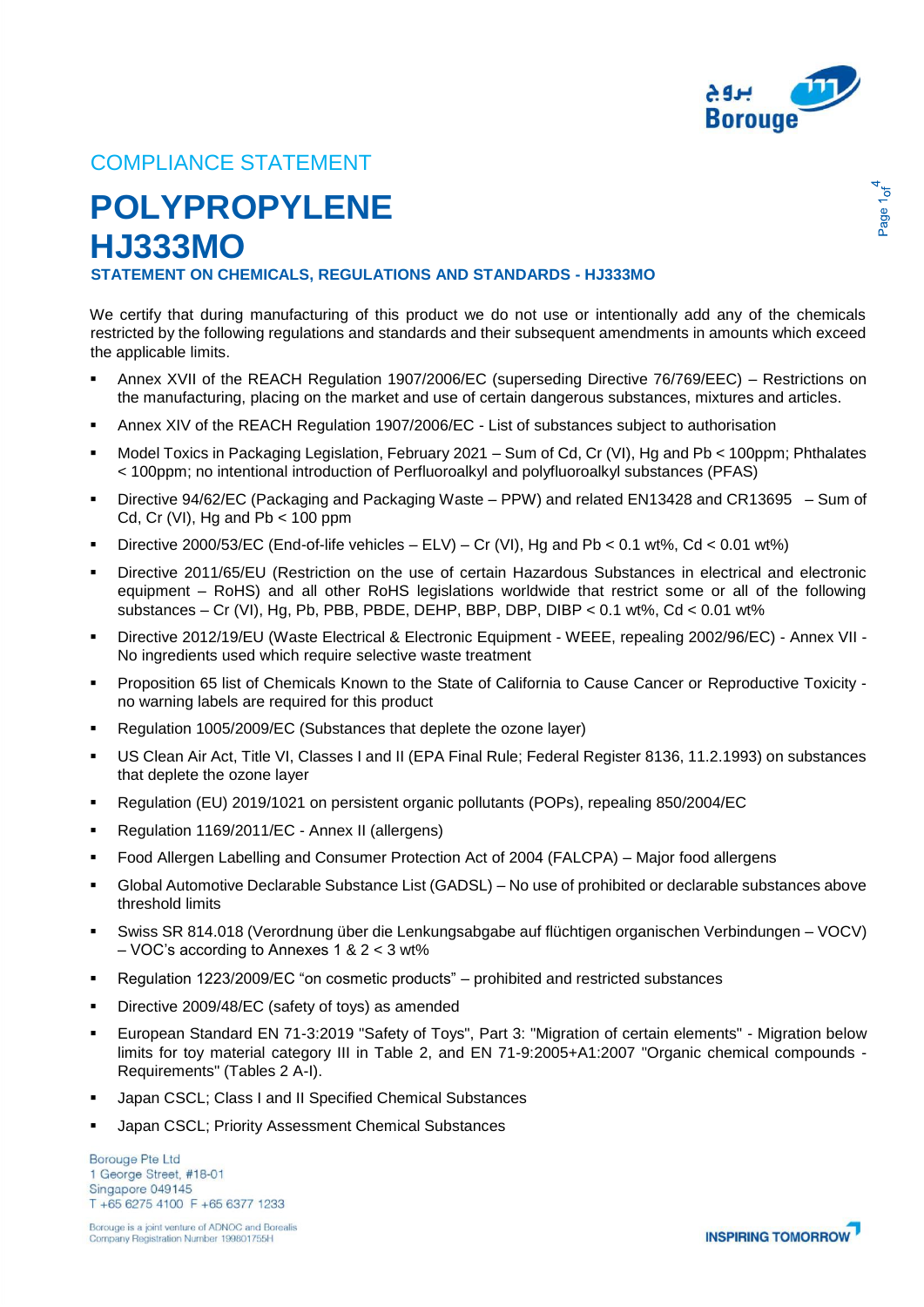COMPLIANCE STATEMENT

# POLYPROPYLENE HJ333MO

## STATEMENT ON CHEMICALS, REGULATIONS AND STANDARDS - HJ333MO

We certify that during manufacturing of this product we do not use or intentionally add any of the chemicals restricted by the following regulations and standards and their subsequent amendments in amounts which exceed the applicable limits.

- Annex XVII of the REACH Regulation 1907/2006/EC (superseding Directive 76/769/EEC) – Restrictions on the manufacturing, placing on the market and use of certain dangerous substances, mixtures and articles.
- Annex XIV of the REACH Regulation 1907/2006/EC - List of substances subject to authorisation
- Model Toxics in Packaging Legislation, February 2021 – Sum of Cd, Cr (VI), Hg and Pb < 100ppm; Phthalates < 100ppm; no intentional introduction of Perfluoroalkyl and polyfluoroalkyl substances (PFAS)
- Directive 94/62/EC (Packaging and Packaging Waste – PPW) and related EN13428 and CR13695 – Sum of Cd, Cr (VI), Hg and Pb < 100 ppm
- Directive 2000/53/EC (End-of-life vehicles – ELV) – Cr (VI), Hg and Pb < 0.1 wt%, Cd < 0.01 wt%)
- Directive 2011/65/EU (Restriction on the use of certain Hazardous Substances in electrical and electronic equipment – RoHS) and all other RoHS legislations worldwide that restrict some or all of the following substances – Cr (VI), Hg, Pb, PBB, PBDE, DEHP, BBP, DBP, DIBP < 0.1 wt%, Cd < 0.01 wt%
- Directive 2012/19/EU (Waste Electrical & Electronic Equipment - WEEE, repealing 2002/96/EC) - Annex VII - No ingredients used which require selective waste treatment
- Proposition 65 list of Chemicals Known to the State of California to Cause Cancer or Reproductive Toxicity - no warning labels are required for this product
- Regulation 1005/2009/EC (Substances that deplete the ozone layer)
- US Clean Air Act, Title VI, Classes I and II (EPA Final Rule; Federal Register 8136, 11.2.1993) on substances that deplete the ozone layer
- Regulation (EU) 2019/1021 on persistent organic pollutants (POPs), repealing 850/2004/EC
- Regulation 1169/2011/EC - Annex II (allergens)
- Food Allergen Labelling and Consumer Protection Act of 2004 (FALCPA) – Major food allergens
- Global Automotive Declarable Substance List (GADSL) – No use of prohibited or declarable substances above threshold limits
- Swiss SR 814.018 (Verordnung über die Lenkungsabgabe auf flüchtigen organischen Verbindungen – VOCV) – VOC's according to Annexes 1 & 2 < 3 wt%
- Regulation 1223/2009/EC "on cosmetic products" – prohibited and restricted substances
- Directive 2009/48/EC (safety of toys) as amended
- European Standard EN 71-3:2019 "Safety of Toys", Part 3: "Migration of certain elements" - Migration below limits for toy material category III in Table 2, and EN 71-9:2005+A1:2007 "Organic chemical compounds - Requirements" (Tables 2 A-I).
- Japan CSCL; Class I and II Specified Chemical Substances
- Japan CSCL; Priority Assessment Chemical Substances

Borouge Pte Ltd
1 George Street, #18-01
Singapore 049145
T +65 6275 4100 F +65 6377 1233

Borouge is a joint venture of ADNOC and Borealis
Company Registration Number 199801755H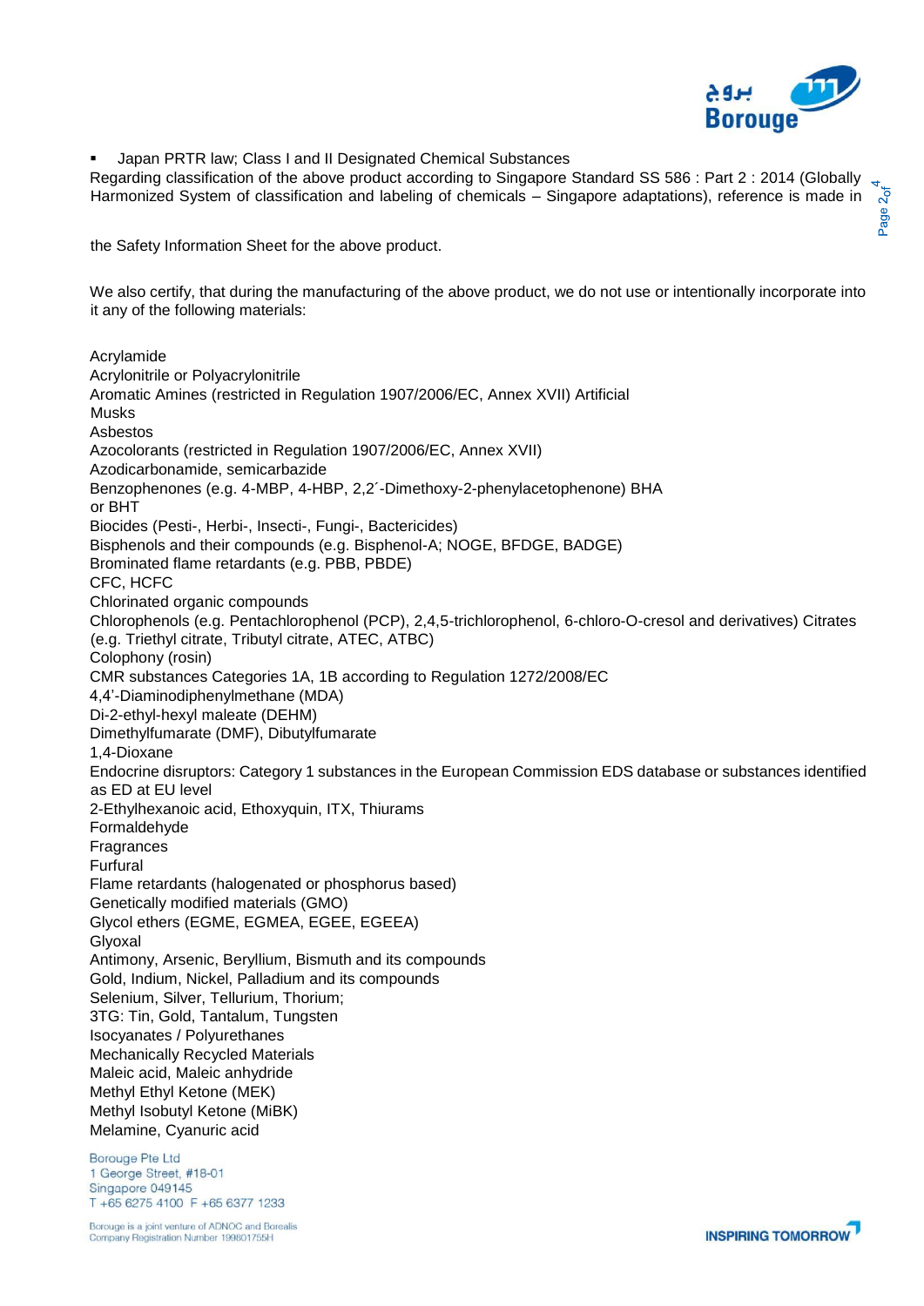- Japan PRTR law; Class I and II Designated Chemical Substances

Regarding classification of the above product according to Singapore Standard SS 586 : Part 2 : 2014 (Globally Harmonized System of classification and labeling of chemicals – Singapore adaptations), reference is made in the Safety Information Sheet for the above product.

We also certify, that during the manufacturing of the above product, we do not use or intentionally incorporate into it any of the following materials:

Acrylamide
Acrylonitrile or Polyacrylonitrile
Aromatic Amines (restricted in Regulation 1907/2006/EC, Annex XVII) Artificial Musks
Asbestos
Azocolorants (restricted in Regulation 1907/2006/EC, Annex XVII)
Azodicarbonamide, semicarbazide
Benzophenones (e.g. 4-MBP, 4-HBP, 2,2´-Dimethoxy-2-phenylacetophenone) BHA or BHT
Biocides (Pesti-, Herbi-, Insecti-, Fungi-, Bactericides)
Bisphenols and their compounds (e.g. Bisphenol-A; NOGE, BFDGE, BADGE)
Brominated flame retardants (e.g. PBB, PBDE)
CFC, HCFC
Chlorinated organic compounds
Chlorophenols (e.g. Pentachlorophenol (PCP), 2,4,5-trichlorophenol, 6-chloro-O-cresol and derivatives) Citrates (e.g. Triethyl citrate, Tributyl citrate, ATEC, ATBC)
Colophony (rosin)
CMR substances Categories 1A, 1B according to Regulation 1272/2008/EC
4,4'-Diaminodiphenylmethane (MDA)
Di-2-ethyl-hexyl maleate (DEHM)
Dimethylfumarate (DMF), Dibutylfumarate
1,4-Dioxane
Endocrine disruptors: Category 1 substances in the European Commission EDS database or substances identified as ED at EU level
2-Ethylhexanoic acid, Ethoxyquin, ITX, Thiurams
Formaldehyde
Fragrances
Furfural
Flame retardants (halogenated or phosphorus based)
Genetically modified materials (GMO)
Glycol ethers (EGME, EGMEA, EGEE, EGEEA)
Glyoxal
Antimony, Arsenic, Beryllium, Bismuth and its compounds
Gold, Indium, Nickel, Palladium and its compounds
Selenium, Silver, Tellurium, Thorium;
3TG: Tin, Gold, Tantalum, Tungsten
Isocyanates / Polyurethanes
Mechanically Recycled Materials
Maleic acid, Maleic anhydride
Methyl Ethyl Ketone (MEK)
Methyl Isobutyl Ketone (MiBK)
Melamine, Cyanuric acid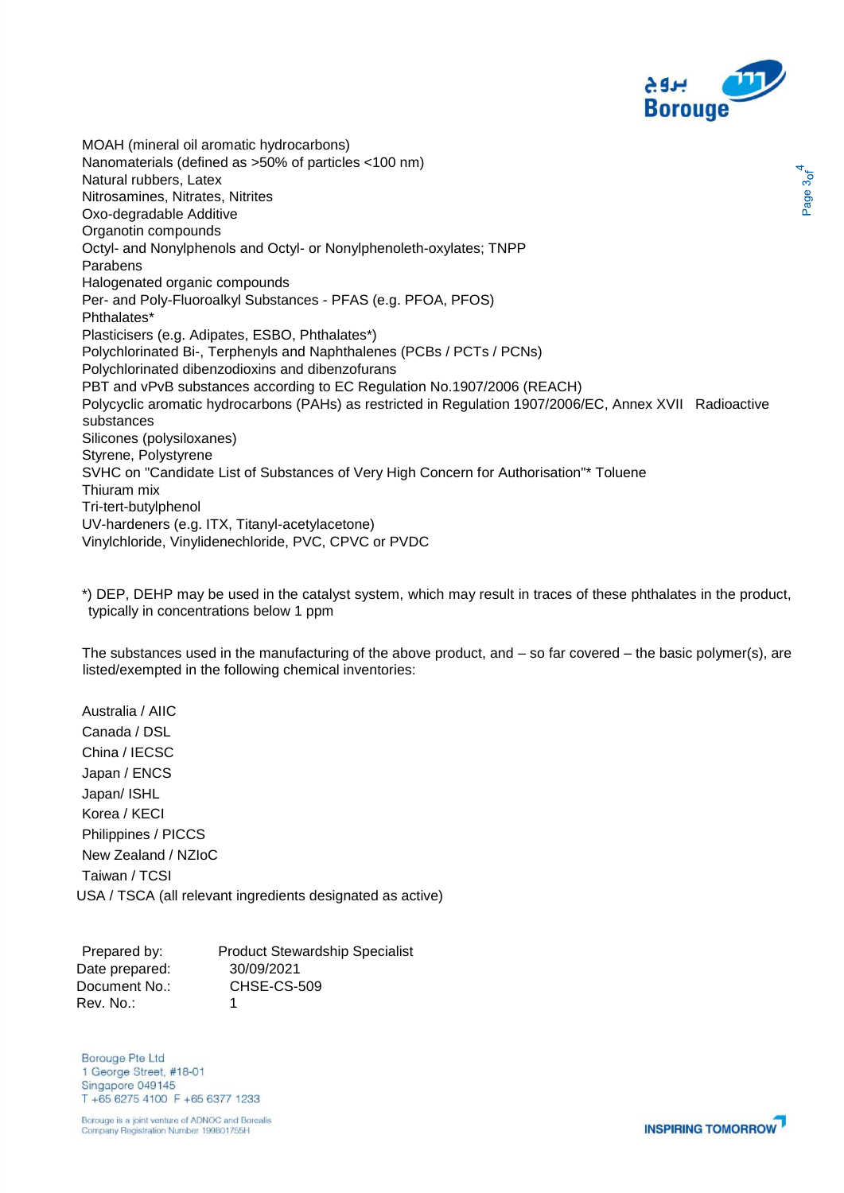MOAH (mineral oil aromatic hydrocarbons)
Nanomaterials (defined as >50% of particles <100 nm)
Natural rubbers, Latex
Nitrosamines, Nitrates, Nitrites
Oxo-degradable Additive
Organotin compounds
Octyl- and Nonylphenols and Octyl- or Nonylpheneloth-oxylates; TNPP
Parabens
Halogenated organic compounds
Per- and Poly-Fluoroalkyl Substances - PFAS (e.g. PFOA, PFOS)
Phthalates*
Plasticisers (e.g. Adipates, ESBO, Phthalates*)
Polychlorinated Bi-, Terphenyls and Naphthalenes (PCBs / PCTs / PCNs)
Polychlorinated dibenzodioxins and dibenzofurans
PBT and vPvB substances according to EC Regulation No.1907/2006 (REACH)
Polycyclic aromatic hydrocarbons (PAHs) as restricted in Regulation 1907/2006/EC, Annex XVII Radioactive substances
Silicones (polysiloxanes)
Styrene, Polystyrene
SVHC on "Candidate List of Substances of Very High Concern for Authorisation"* Toluene
Thiuram mix
Tri-tert-butylphenol
UV-hardeners (e.g. ITX, Titanyl-acetylacetone)
Vinylchloride, Vinylidenechloride, PVC, CPVC or PVDC

*) DEP, DEHP may be used in the catalyst system, which may result in traces of these phthalates in the product, typically in concentrations below 1 ppm

The substances used in the manufacturing of the above product, and – so far covered – the basic polymer(s), are listed/exempted in the following chemical inventories:

Australia / AIIC
Canada / DSL
China / IECSC
Japan / ENCS
Japan/ ISHL
Korea / KECI
Philippines / PICCS
New Zealand / NZIoC
Taiwan / TCSI
USA / TSCA (all relevant ingredients designated as active)

| | |
|---|---|
| Prepared by: | Product Stewardship Specialist |
| Date prepared: | 30/09/2021 |
| Document No.: | CHSE-CS-509 |
| Rev. No.: | 1 |

Borouge Pte Ltd
1 George Street, #18-01
Singapore 049145
T +65 6275 4100 F +65 6377 1233

Borouge is a joint venture of ADNOC and Borealis
Company Registration Number 199801755H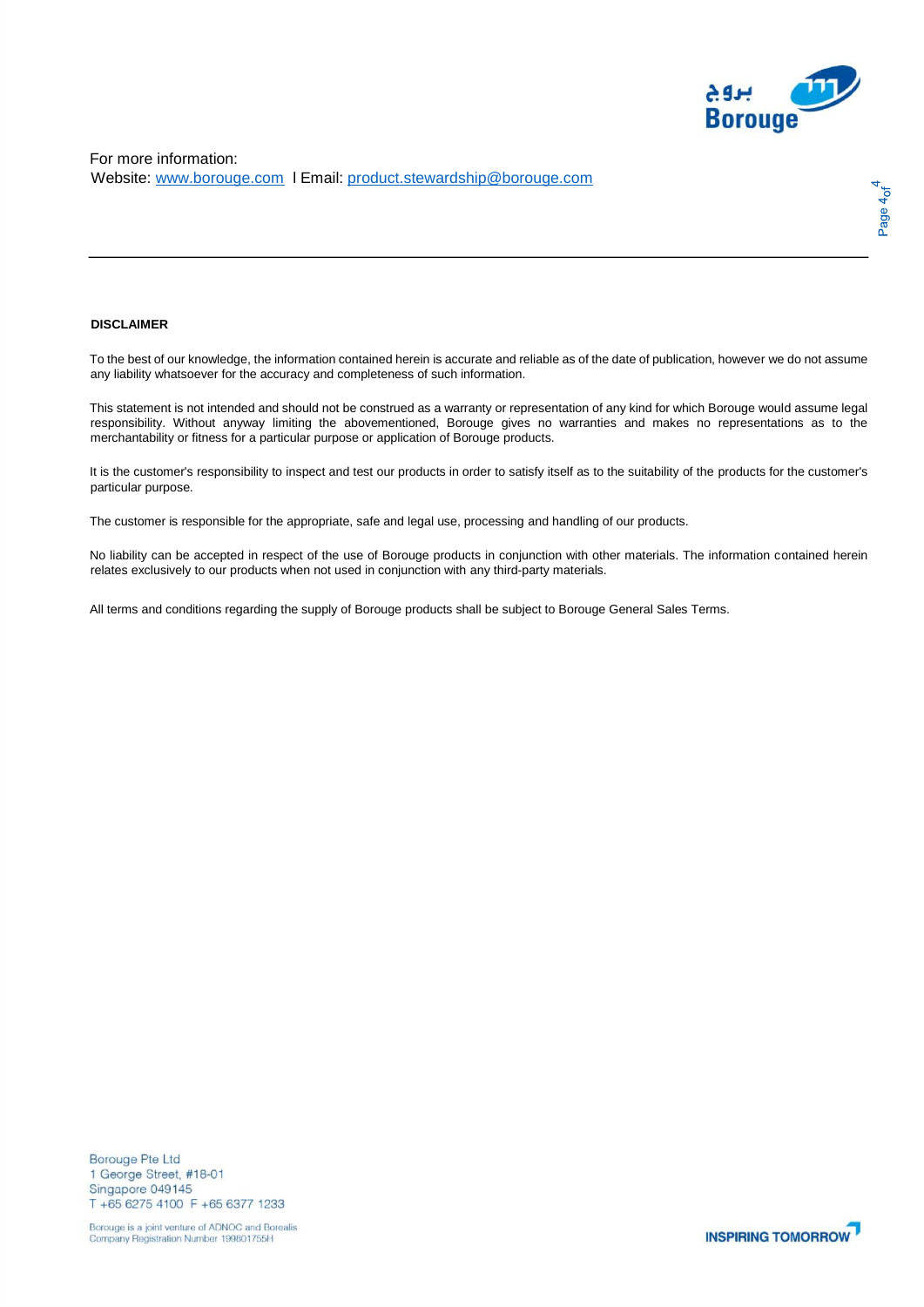For more information:
Website: www.borouge.com l Email: product.stewardship@borouge.com

---

**DISCLAIMER**

To the best of our knowledge, the information contained herein is accurate and reliable as of the date of publication, however we do not assume any liability whatsoever for the accuracy and completeness of such information.

This statement is not intended and should not be construed as a warranty or representation of any kind for which Borouge would assume legal responsibility. Without anyway limiting the abovementioned, Borouge gives no warranties and makes no representations as to the merchantability or fitness for a particular purpose or application of Borouge products.

It is the customer's responsibility to inspect and test our products in order to satisfy itself as to the suitability of the products for the customer's particular purpose.

The customer is responsible for the appropriate, safe and legal use, processing and handling of our products.

No liability can be accepted in respect of the use of Borouge products in conjunction with other materials. The information contained herein relates exclusively to our products when not used in conjunction with any third-party materials.

All terms and conditions regarding the supply of Borouge products shall be subject to Borouge General Sales Terms.

Borouge Pte Ltd
1 George Street, #18-01
Singapore 049145
T +65 6275 4100 F +65 6377 1233

Borouge is a joint venture of ADNOC and Borealis
Company Registration Number 199801755H

INSPIRING TOMORROW